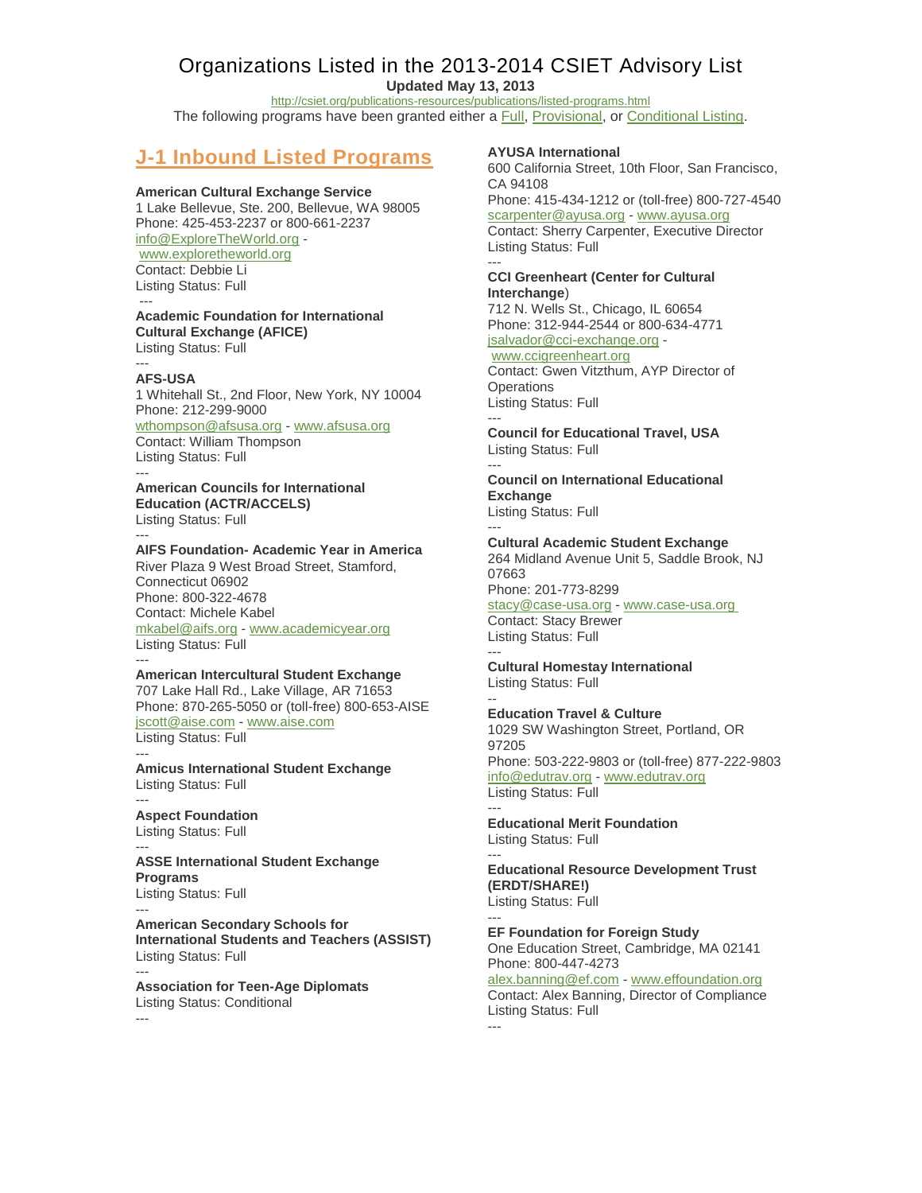# Organizations Listed in the 2013-2014 CSIET Advisory List

**Updated May 13, 2013**

http://csiet.org/publications-resources/publications/listed-programs.html

The following programs have been granted either a Full, Provisional, or Conditional Listing.

## J-1 Inbound Listed Programs

**American Cultural Exchange Service**
1 Lake Bellevue, Ste. 200, Bellevue, WA 98005
Phone: 425-453-2237 or 800-661-2237
info@ExploreTheWorld.org - www.exploretheworld.org
Contact: Debbie Li
Listing Status: Full

---

**Academic Foundation for International Cultural Exchange (AFICE)**
Listing Status: Full

---

**AFS-USA**
1 Whitehall St., 2nd Floor, New York, NY 10004
Phone: 212-299-9000
wthompson@afsusa.org - www.afsusa.org
Contact: William Thompson
Listing Status: Full

---

**American Councils for International Education (ACTR/ACCELS)**
Listing Status: Full

---

**AIFS Foundation- Academic Year in America**
River Plaza 9 West Broad Street, Stamford, Connecticut 06902
Phone: 800-322-4678
Contact: Michele Kabel
mkabel@aifs.org - www.academicyear.org
Listing Status: Full

---

**American Intercultural Student Exchange**
707 Lake Hall Rd., Lake Village, AR 71653
Phone: 870-265-5050 or (toll-free) 800-653-AISE
jscott@aise.com - www.aise.com
Listing Status: Full

---

**Amicus International Student Exchange**
Listing Status: Full

---

**Aspect Foundation**
Listing Status: Full

---

**ASSE International Student Exchange Programs**
Listing Status: Full

---

**American Secondary Schools for International Students and Teachers (ASSIST)**
Listing Status: Full

---

**Association for Teen-Age Diplomats**
Listing Status: Conditional

---

**AYUSA International**
600 California Street, 10th Floor, San Francisco, CA 94108
Phone: 415-434-1212 or (toll-free) 800-727-4540
scarpenter@ayusa.org - www.ayusa.org
Contact: Sherry Carpenter, Executive Director
Listing Status: Full

---

**CCI Greenheart (Center for Cultural Interchange)**
712 N. Wells St., Chicago, IL 60654
Phone: 312-944-2544 or 800-634-4771
jsalvador@cci-exchange.org - www.ccigreenheart.org
Contact: Gwen Vitzthum, AYP Director of Operations
Listing Status: Full

---

**Council for Educational Travel, USA**
Listing Status: Full

---

**Council on International Educational Exchange**
Listing Status: Full

---

**Cultural Academic Student Exchange**
264 Midland Avenue Unit 5, Saddle Brook, NJ 07663
Phone: 201-773-8299
stacy@case-usa.org - www.case-usa.org
Contact: Stacy Brewer
Listing Status: Full

---

**Cultural Homestay International**
Listing Status: Full

--

**Education Travel & Culture**
1029 SW Washington Street, Portland, OR 97205
Phone: 503-222-9803 or (toll-free) 877-222-9803
info@edutrav.org - www.edutrav.org
Listing Status: Full

---

**Educational Merit Foundation**
Listing Status: Full

---

**Educational Resource Development Trust (ERDT/SHARE!)**
Listing Status: Full

---

**EF Foundation for Foreign Study**
One Education Street, Cambridge, MA 02141
Phone: 800-447-4273
alex.banning@ef.com - www.effoundation.org
Contact: Alex Banning, Director of Compliance
Listing Status: Full

---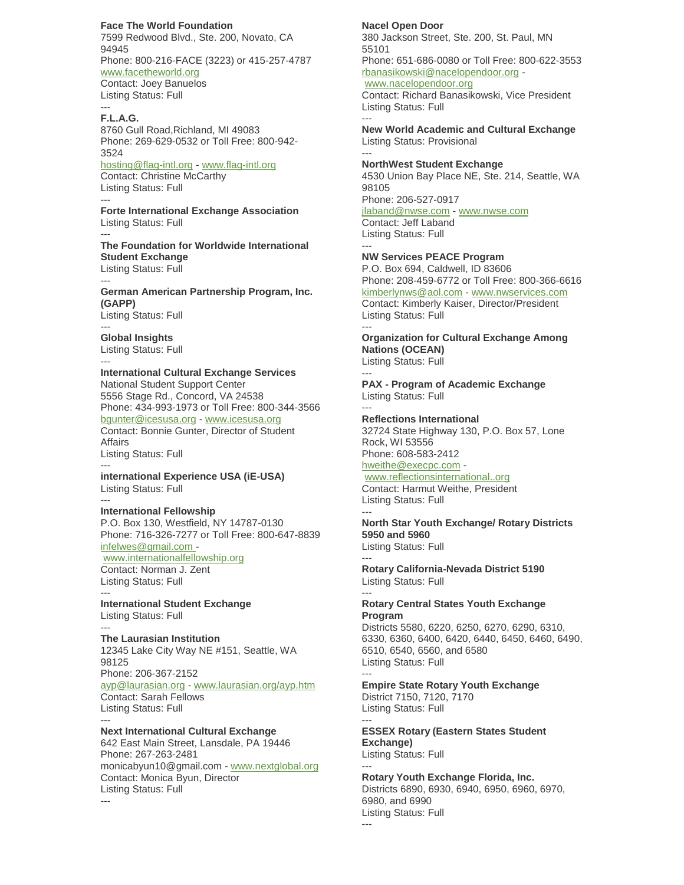**Face The World Foundation**
7599 Redwood Blvd., Ste. 200, Novato, CA 94945
Phone: 800-216-FACE (3223) or 415-257-4787
www.facetheworld.org
Contact: Joey Banuelos
Listing Status: Full

---

**F.L.A.G.**
8760 Gull Road,Richland, MI 49083
Phone: 269-629-0532 or Toll Free: 800-942-3524
hosting@flag-intl.org - www.flag-intl.org
Contact: Christine McCarthy
Listing Status: Full

---

**Forte International Exchange Association**
Listing Status: Full

---

**The Foundation for Worldwide International Student Exchange**
Listing Status: Full

---

**German American Partnership Program, Inc. (GAPP)**
Listing Status: Full

---

**Global Insights**
Listing Status: Full

---

**International Cultural Exchange Services**
National Student Support Center
5556 Stage Rd., Concord, VA 24538
Phone: 434-993-1973 or Toll Free: 800-344-3566
bgunter@icesusa.org - www.icesusa.org
Contact: Bonnie Gunter, Director of Student Affairs
Listing Status: Full

---

**international Experience USA (iE-USA)**
Listing Status: Full

---

**International Fellowship**
P.O. Box 130, Westfield, NY 14787-0130
Phone: 716-326-7277 or Toll Free: 800-647-8839
infelwes@gmail.com - www.internationalfellowship.org
Contact: Norman J. Zent
Listing Status: Full

---

**International Student Exchange**
Listing Status: Full

---

**The Laurasian Institution**
12345 Lake City Way NE #151, Seattle, WA 98125
Phone: 206-367-2152
ayp@laurasian.org - www.laurasian.org/ayp.htm
Contact: Sarah Fellows
Listing Status: Full

---

**Next International Cultural Exchange**
642 East Main Street, Lansdale, PA 19446
Phone: 267-263-2481
monicabyun10@gmail.com - www.nextglobal.org
Contact: Monica Byun, Director
Listing Status: Full

---

**Nacel Open Door**
380 Jackson Street, Ste. 200, St. Paul, MN 55101
Phone: 651-686-0080 or Toll Free: 800-622-3553
rbanasikowski@nacelopendoor.org - www.nacelopendoor.org
Contact: Richard Banasikowski, Vice President
Listing Status: Full

---

**New World Academic and Cultural Exchange**
Listing Status: Provisional

---

**NorthWest Student Exchange**
4530 Union Bay Place NE, Ste. 214, Seattle, WA 98105
Phone: 206-527-0917
jlaband@nwse.com - www.nwse.com
Contact: Jeff Laband
Listing Status: Full

---

**NW Services PEACE Program**
P.O. Box 694, Caldwell, ID 83606
Phone: 208-459-6772 or Toll Free: 800-366-6616
kimberlynws@aol.com - www.nwservices.com
Contact: Kimberly Kaiser, Director/President
Listing Status: Full

---

**Organization for Cultural Exchange Among Nations (OCEAN)**
Listing Status: Full

---

**PAX - Program of Academic Exchange**
Listing Status: Full

---

**Reflections International**
32724 State Highway 130, P.O. Box 57, Lone Rock, WI 53556
Phone: 608-583-2412
hweithe@execpc.com - www.reflectionsinternational..org
Contact: Harmut Weithe, President
Listing Status: Full

---

**North Star Youth Exchange/ Rotary Districts 5950 and 5960**
Listing Status: Full

---

**Rotary California-Nevada District 5190**
Listing Status: Full

---

**Rotary Central States Youth Exchange Program**
Districts 5580, 6220, 6250, 6270, 6290, 6310, 6330, 6360, 6400, 6420, 6440, 6450, 6460, 6490, 6510, 6540, 6560, and 6580
Listing Status: Full

---

**Empire State Rotary Youth Exchange**
District 7150, 7120, 7170
Listing Status: Full

---

**ESSEX Rotary (Eastern States Student Exchange)**
Listing Status: Full

---

**Rotary Youth Exchange Florida, Inc.**
Districts 6890, 6930, 6940, 6950, 6960, 6970, 6980, and 6990
Listing Status: Full

---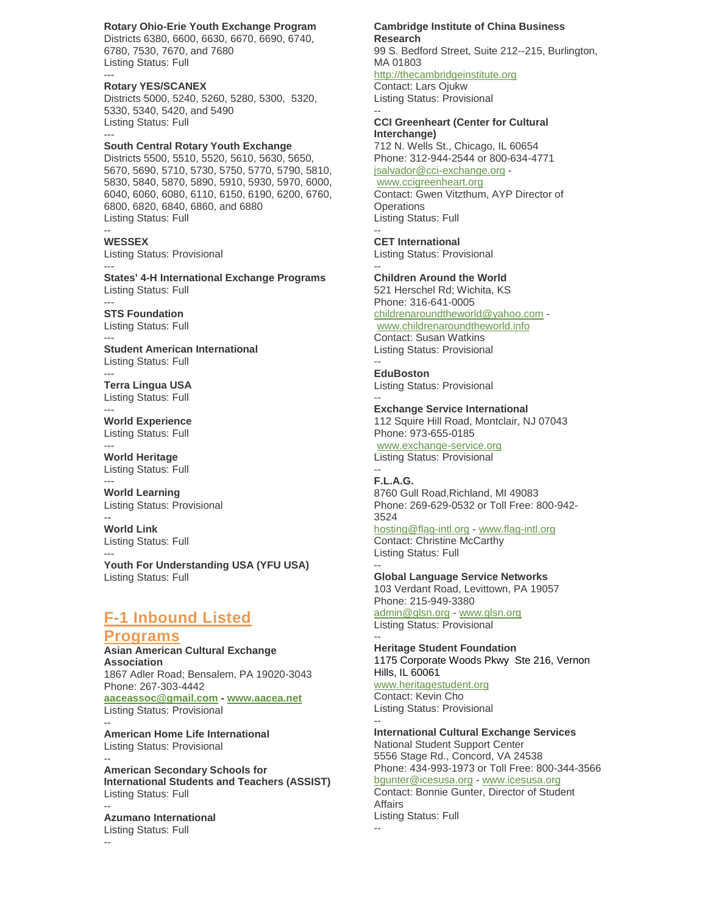**Rotary Ohio-Erie Youth Exchange Program**
Districts 6380, 6600, 6630, 6670, 6690, 6740, 6780, 7530, 7670, and 7680
Listing Status: Full

---

**Rotary YES/SCANEX**
Districts 5000, 5240, 5260, 5280, 5300, 5320, 5330, 5340, 5420, and 5490
Listing Status: Full

---

**South Central Rotary Youth Exchange**
Districts 5500, 5510, 5520, 5610, 5630, 5650, 5670, 5690, 5710, 5730, 5750, 5770, 5790, 5810, 5830, 5840, 5870, 5890, 5910, 5930, 5970, 6000, 6040, 6060, 6080, 6110, 6150, 6190, 6200, 6760, 6800, 6820, 6840, 6860, and 6880
Listing Status: Full

--

**WESSEX**
Listing Status: Provisional

---

**States' 4-H International Exchange Programs**
Listing Status: Full

---

**STS Foundation**
Listing Status: Full

---

**Student American International**
Listing Status: Full

---

**Terra Lingua USA**
Listing Status: Full

---

**World Experience**
Listing Status: Full

---

**World Heritage**
Listing Status: Full

---

**World Learning**
Listing Status: Provisional

--

**World Link**
Listing Status: Full

---

**Youth For Understanding USA (YFU USA)**
Listing Status: Full

## F-1 Inbound Listed Programs

**Asian American Cultural Exchange Association**
1867 Adler Road; Bensalem, PA 19020-3043
Phone: 267-303-4442
**aaceassoc@gmail.com - www.aacea.net**
Listing Status: Provisional

--

**American Home Life International**
Listing Status: Provisional

--

**American Secondary Schools for International Students and Teachers (ASSIST)**
Listing Status: Full

--

**Azumano International**
Listing Status: Full

--

**Cambridge Institute of China Business Research**
99 S. Bedford Street, Suite 212--215, Burlington, MA 01803
http://thecambridgeinstitute.org
Contact: Lars Ojukw
Listing Status: Provisional

--

**CCI Greenheart (Center for Cultural Interchange)**
712 N. Wells St., Chicago, IL 60654
Phone: 312-944-2544 or 800-634-4771
jsalvador@cci-exchange.org - www.ccigreenheart.org
Contact: Gwen Vitzthum, AYP Director of Operations
Listing Status: Full

--

**CET International**
Listing Status: Provisional

--

**Children Around the World**
521 Herschel Rd; Wichita, KS
Phone: 316-641-0005
childrenaroundtheworld@yahoo.com - www.childrenaroundtheworld.info
Contact: Susan Watkins
Listing Status: Provisional

--

**EduBoston**
Listing Status: Provisional

--

**Exchange Service International**
112 Squire Hill Road, Montclair, NJ 07043
Phone: 973-655-0185
www.exchange-service.org
Listing Status: Provisional

--

**F.L.A.G.**
8760 Gull Road,Richland, MI 49083
Phone: 269-629-0532 or Toll Free: 800-942-3524
hosting@flag-intl.org - www.flag-intl.org
Contact: Christine McCarthy
Listing Status: Full

--

**Global Language Service Networks**
103 Verdant Road, Levittown, PA 19057
Phone: 215-949-3380
admin@glsn.org - www.glsn.org
Listing Status: Provisional

--

**Heritage Student Foundation**
1175 Corporate Woods Pkwy Ste 216, Vernon Hills, IL 60061
www.heritagestudent.org
Contact: Kevin Cho
Listing Status: Provisional

--

**International Cultural Exchange Services**
National Student Support Center
5556 Stage Rd., Concord, VA 24538
Phone: 434-993-1973 or Toll Free: 800-344-3566
bgunter@icesusa.org - www.icesusa.org
Contact: Bonnie Gunter, Director of Student Affairs
Listing Status: Full

--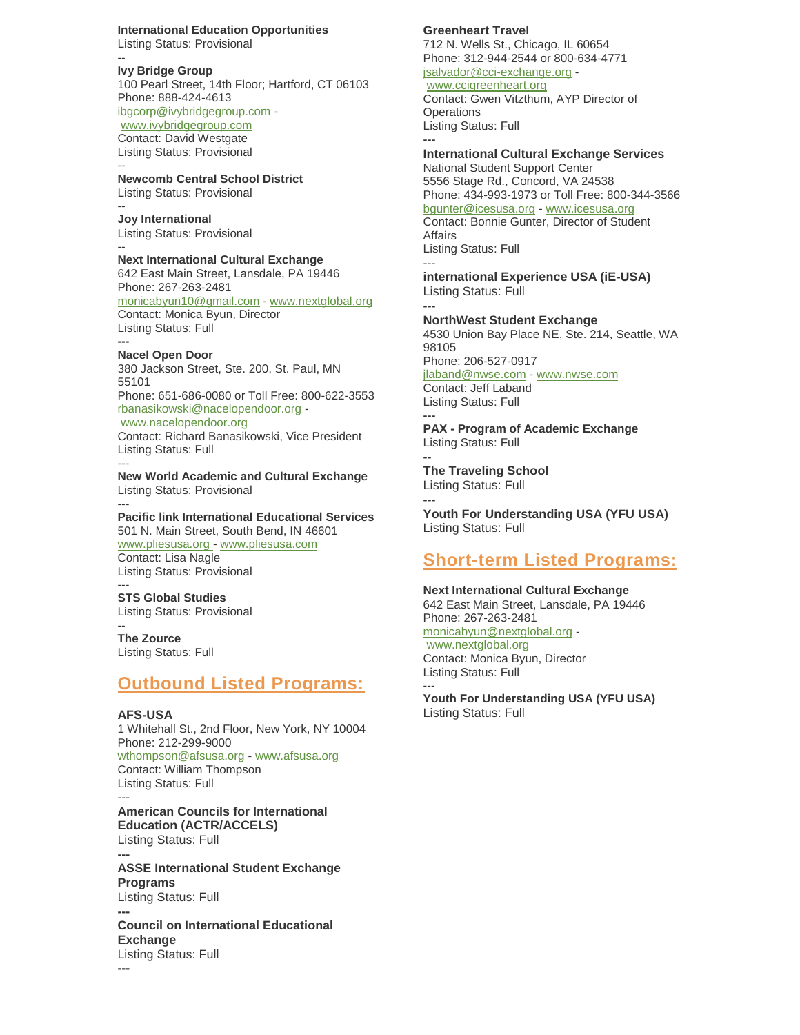**International Education Opportunities**
Listing Status: Provisional

--

**Ivy Bridge Group**
100 Pearl Street, 14th Floor; Hartford, CT 06103
Phone: 888-424-4613
ibgcorp@ivybridgegroup.com - www.ivybridgegroup.com
Contact: David Westgate
Listing Status: Provisional

--

**Newcomb Central School District**
Listing Status: Provisional

--

**Joy International**
Listing Status: Provisional

--

**Next International Cultural Exchange**
642 East Main Street, Lansdale, PA 19446
Phone: 267-263-2481
monicabyun10@gmail.com - www.nextglobal.org
Contact: Monica Byun, Director
Listing Status: Full

---

**Nacel Open Door**
380 Jackson Street, Ste. 200, St. Paul, MN 55101
Phone: 651-686-0080 or Toll Free: 800-622-3553
rbanasikowski@nacelopendoor.org - www.nacelopendoor.org
Contact: Richard Banasikowski, Vice President
Listing Status: Full

---

**New World Academic and Cultural Exchange**
Listing Status: Provisional

---

**Pacific link International Educational Services**
501 N. Main Street, South Bend, IN 46601
www.pliesusa.org - www.pliesusa.com
Contact: Lisa Nagle
Listing Status: Provisional

---

**STS Global Studies**
Listing Status: Provisional

--

**The Zource**
Listing Status: Full

## Outbound Listed Programs:

**AFS-USA**
1 Whitehall St., 2nd Floor, New York, NY 10004
Phone: 212-299-9000
wthompson@afsusa.org - www.afsusa.org
Contact: William Thompson
Listing Status: Full

---

**American Councils for International Education (ACTR/ACCELS)**
Listing Status: Full

---

**ASSE International Student Exchange Programs**
Listing Status: Full

---

**Council on International Educational Exchange**
Listing Status: Full

---

**Greenheart Travel**
712 N. Wells St., Chicago, IL 60654
Phone: 312-944-2544 or 800-634-4771
jsalvador@cci-exchange.org - www.ccigreenheart.org
Contact: Gwen Vitzthum, AYP Director of Operations
Listing Status: Full

---

**International Cultural Exchange Services**
National Student Support Center
5556 Stage Rd., Concord, VA 24538
Phone: 434-993-1973 or Toll Free: 800-344-3566
bgunter@icesusa.org - www.icesusa.org
Contact: Bonnie Gunter, Director of Student Affairs
Listing Status: Full

---

**international Experience USA (iE-USA)**
Listing Status: Full

---

**NorthWest Student Exchange**
4530 Union Bay Place NE, Ste. 214, Seattle, WA 98105
Phone: 206-527-0917
jlaband@nwse.com - www.nwse.com
Contact: Jeff Laband
Listing Status: Full

---

**PAX - Program of Academic Exchange**
Listing Status: Full

--

**The Traveling School**
Listing Status: Full

---

**Youth For Understanding USA (YFU USA)**
Listing Status: Full

## Short-term Listed Programs:

**Next International Cultural Exchange**
642 East Main Street, Lansdale, PA 19446
Phone: 267-263-2481
monicabyun@nextglobal.org - www.nextglobal.org
Contact: Monica Byun, Director
Listing Status: Full

---

**Youth For Understanding USA (YFU USA)**
Listing Status: Full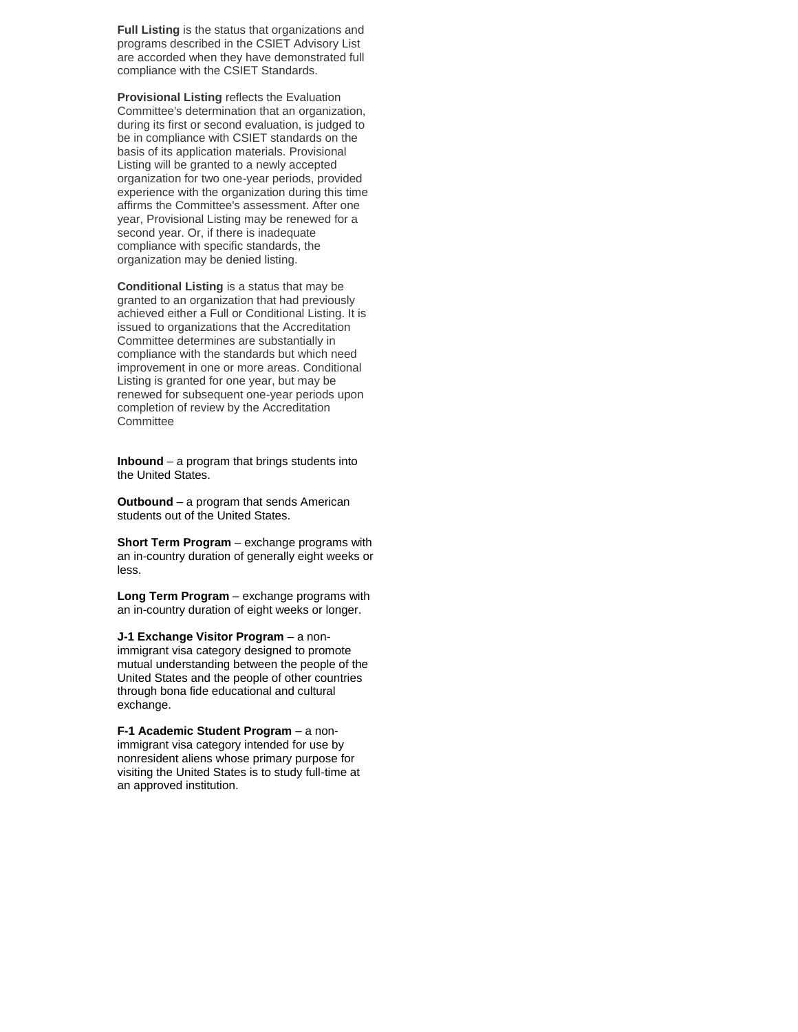**Full Listing** is the status that organizations and programs described in the CSIET Advisory List are accorded when they have demonstrated full compliance with the CSIET Standards.

**Provisional Listing** reflects the Evaluation Committee's determination that an organization, during its first or second evaluation, is judged to be in compliance with CSIET standards on the basis of its application materials. Provisional Listing will be granted to a newly accepted organization for two one-year periods, provided experience with the organization during this time affirms the Committee's assessment. After one year, Provisional Listing may be renewed for a second year. Or, if there is inadequate compliance with specific standards, the organization may be denied listing.

**Conditional Listing** is a status that may be granted to an organization that had previously achieved either a Full or Conditional Listing. It is issued to organizations that the Accreditation Committee determines are substantially in compliance with the standards but which need improvement in one or more areas. Conditional Listing is granted for one year, but may be renewed for subsequent one-year periods upon completion of review by the Accreditation Committee

**Inbound** – a program that brings students into the United States.

**Outbound** – a program that sends American students out of the United States.

**Short Term Program** – exchange programs with an in-country duration of generally eight weeks or less.

**Long Term Program** – exchange programs with an in-country duration of eight weeks or longer.

**J-1 Exchange Visitor Program** – a non-immigrant visa category designed to promote mutual understanding between the people of the United States and the people of other countries through bona fide educational and cultural exchange.

**F-1 Academic Student Program** – a non-immigrant visa category intended for use by nonresident aliens whose primary purpose for visiting the United States is to study full-time at an approved institution.